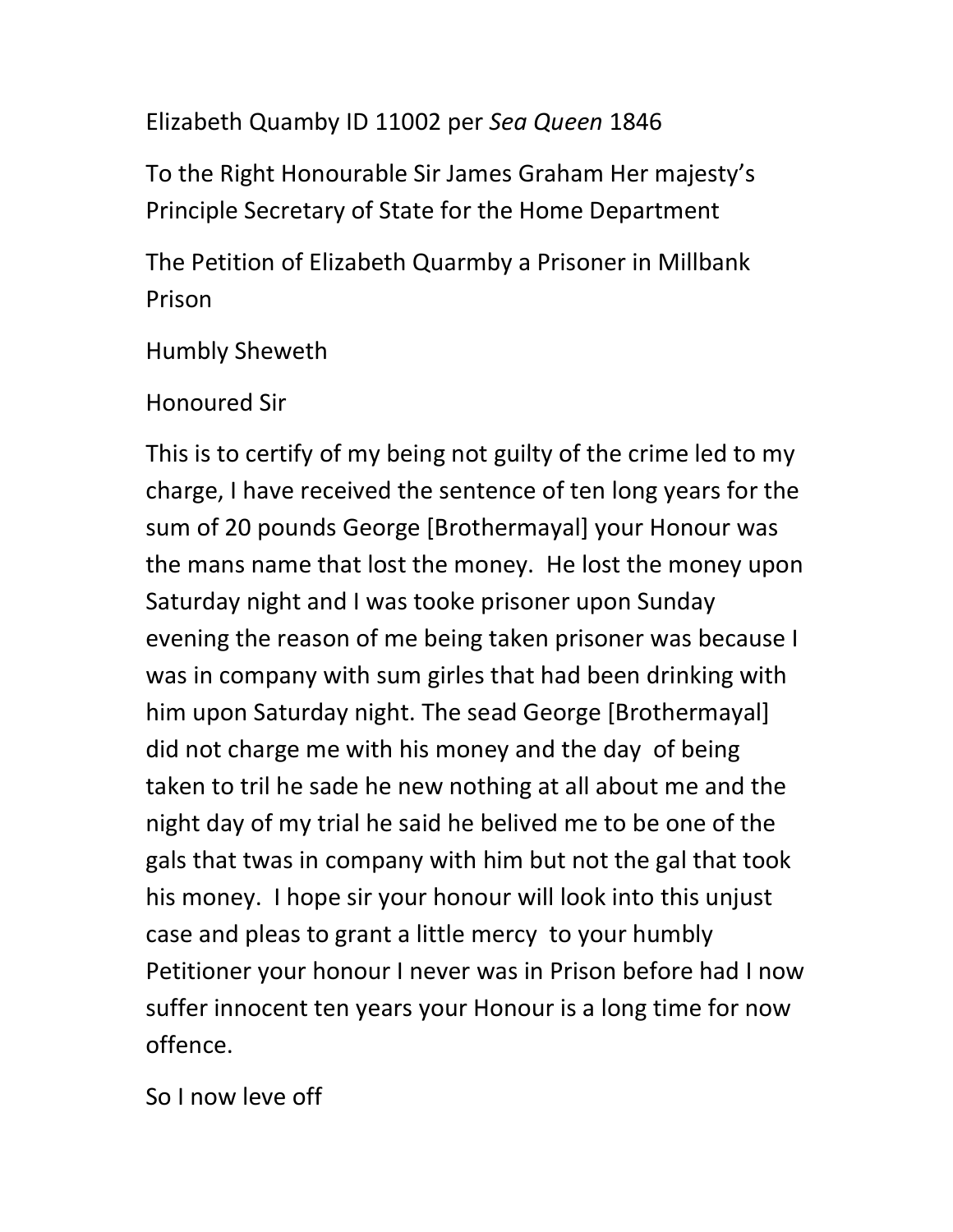Elizabeth Quamby ID 11002 per *Sea Queen* 1846

To the Right Honourable Sir James Graham Her majesty's Principle Secretary of State for the Home Department

The Petition of Elizabeth Quarmby a Prisoner in Millbank Prison

Humbly Sheweth

Honoured Sir

This is to certify of my being not guilty of the crime led to my charge, I have received the sentence of ten long years for the sum of 20 pounds George [Brothermayal] your Honour was the mans name that lost the money.  He lost the money upon Saturday night and I was tooke prisoner upon Sunday evening the reason of me being taken prisoner was because I was in company with sum girles that had been drinking with him upon Saturday night. The sead George [Brothermayal] did not charge me with his money and the day  of being taken to tril he sade he new nothing at all about me and the night day of my trial he said he belived me to be one of the gals that twas in company with him but not the gal that took his money.  I hope sir your honour will look into this unjust case and pleas to grant a little mercy  to your humbly Petitioner your honour I never was in Prison before had I now suffer innocent ten years your Honour is a long time for now offence.

So I now leve off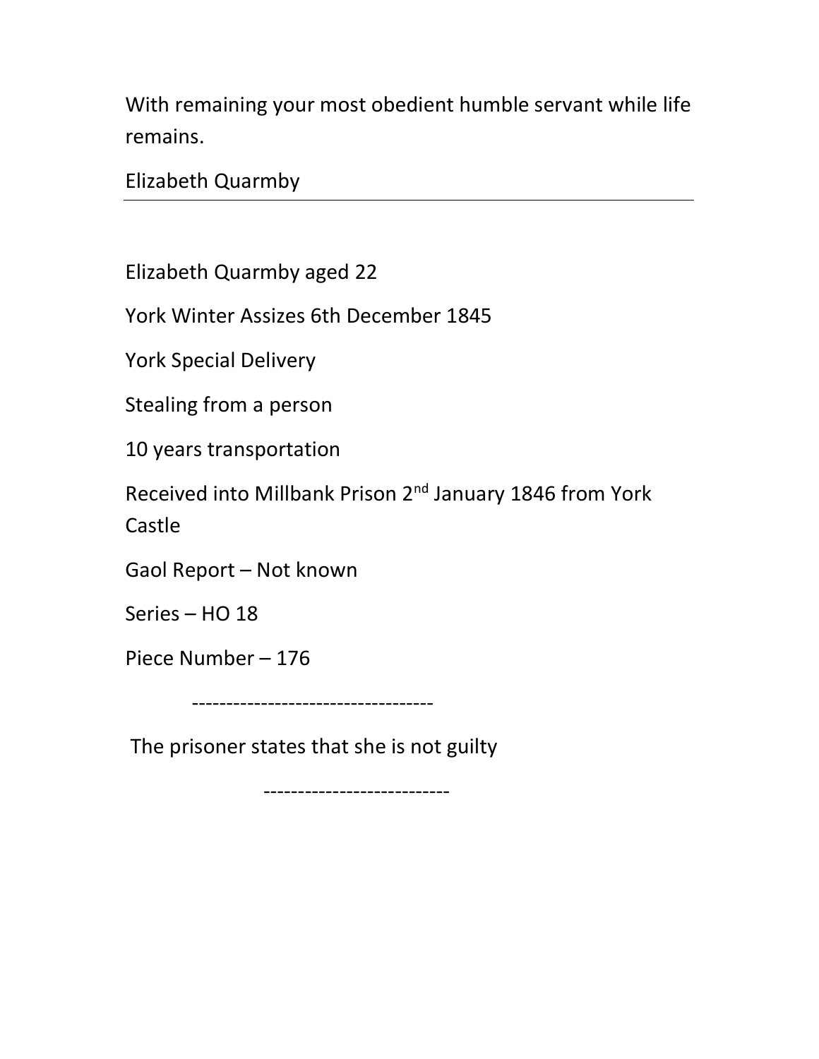With remaining your most obedient humble servant while life remains.

Elizabeth Quarmby

---

Elizabeth Quarmby aged 22

York Winter Assizes 6th December 1845

York Special Delivery

Stealing from a person

10 years transportation

Received into Millbank Prison 2nd January 1846 from York Castle

Gaol Report – Not known

Series – HO 18

Piece Number – 176

-----------------------------------

The prisoner states that she is not guilty

---------------------------